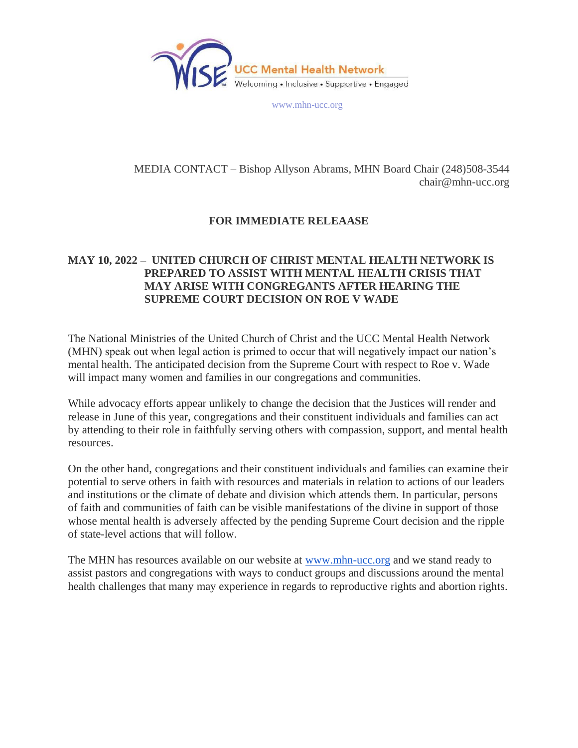UCC Mental Health Network

Welcoming • Inclusive • Supportive • Engaged

www.mhn-ucc.org

MEDIA CONTACT – Bishop Allyson Abrams, MHN Board Chair (248)508-3544 chair@mhn-ucc.org

**FOR IMMEDIATE RELEAASE**

**MAY 10, 2022 – UNITED CHURCH OF CHRIST MENTAL HEALTH NETWORK IS PREPARED TO ASSIST WITH MENTAL HEALTH CRISIS THAT MAY ARISE WITH CONGREGANTS AFTER HEARING THE SUPREME COURT DECISION ON ROE V WADE**

The National Ministries of the United Church of Christ and the UCC Mental Health Network (MHN) speak out when legal action is primed to occur that will negatively impact our nation's mental health. The anticipated decision from the Supreme Court with respect to Roe v. Wade will impact many women and families in our congregations and communities.

While advocacy efforts appear unlikely to change the decision that the Justices will render and release in June of this year, congregations and their constituent individuals and families can act by attending to their role in faithfully serving others with compassion, support, and mental health resources.

On the other hand, congregations and their constituent individuals and families can examine their potential to serve others in faith with resources and materials in relation to actions of our leaders and institutions or the climate of debate and division which attends them. In particular, persons of faith and communities of faith can be visible manifestations of the divine in support of those whose mental health is adversely affected by the pending Supreme Court decision and the ripple of state-level actions that will follow.

The MHN has resources available on our website at www.mhn-ucc.org and we stand ready to assist pastors and congregations with ways to conduct groups and discussions around the mental health challenges that many may experience in regards to reproductive rights and abortion rights.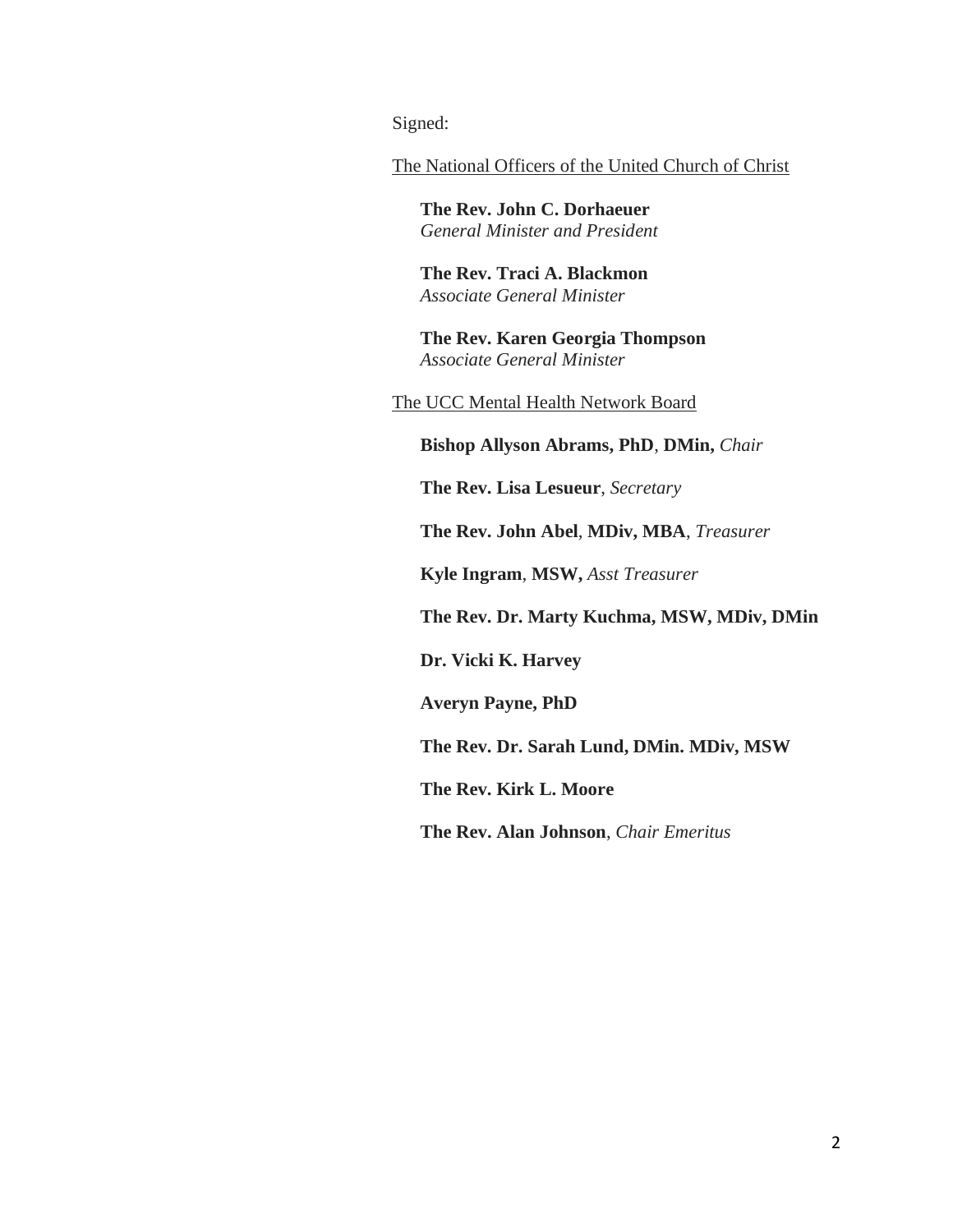Signed:

<u>The National Officers of the United Church of Christ</u>

**The Rev. John C. Dorhaeuer**
*General Minister and President*

**The Rev. Traci A. Blackmon**
*Associate General Minister*

**The Rev. Karen Georgia Thompson**
*Associate General Minister*

<u>The UCC Mental Health Network Board</u>

**Bishop Allyson Abrams, PhD**, **DMin,** *Chair*

**The Rev. Lisa Lesueur**, *Secretary*

**The Rev. John Abel**, **MDiv, MBA**, *Treasurer*

**Kyle Ingram**, **MSW,** *Asst Treasurer*

**The Rev. Dr. Marty Kuchma, MSW, MDiv, DMin**

**Dr. Vicki K. Harvey**

**Averyn Payne, PhD**

**The Rev. Dr. Sarah Lund, DMin. MDiv, MSW**

**The Rev. Kirk L. Moore**

**The Rev. Alan Johnson**, *Chair Emeritus*